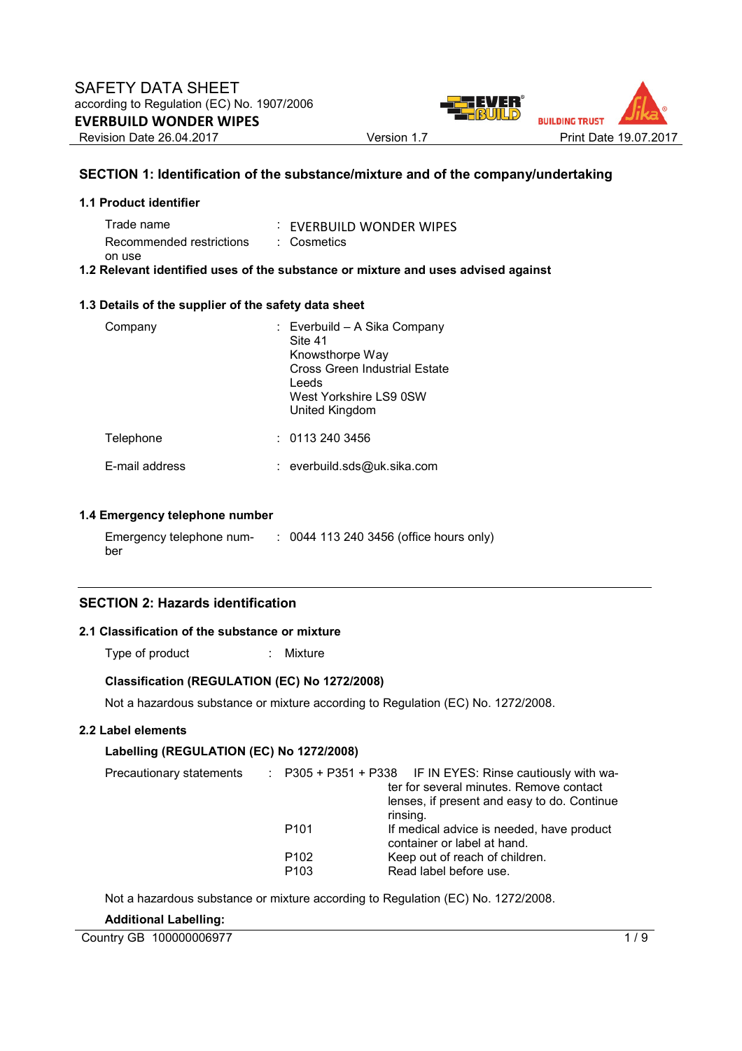# SAFETY DATA SHEET

according to Regulation (EC) No. 1907/2006

**EVERBUILD WONDER WIPES**

Revision Date 26.04.2017 Version 1.7 Print Date 19.07.2017

## SECTION 1: Identification of the substance/mixture and of the company/undertaking

### 1.1 Product identifier

| | | |
|---|---|---|
| Trade name | : | EVERBUILD WONDER WIPES |
| Recommended restrictions on use | : | Cosmetics |

### 1.2 Relevant identified uses of the substance or mixture and uses advised against

### 1.3 Details of the supplier of the safety data sheet

| | | |
|---|---|---|
| Company | : | Everbuild – A Sika Company<br>Site 41<br>Knowsthorpe Way<br>Cross Green Industrial Estate<br>Leeds<br>West Yorkshire LS9 0SW<br>United Kingdom |
| Telephone | : | 0113 240 3456 |
| E-mail address | : | everbuild.sds@uk.sika.com |

### 1.4 Emergency telephone number

| | | |
|---|---|---|
| Emergency telephone number | : | 0044 113 240 3456 (office hours only) |

## SECTION 2: Hazards identification

### 2.1 Classification of the substance or mixture

Type of product : Mixture

**Classification (REGULATION (EC) No 1272/2008)**

Not a hazardous substance or mixture according to Regulation (EC) No. 1272/2008.

### 2.2 Label elements

**Labelling (REGULATION (EC) No 1272/2008)**

| | | | |
|---|---|---|---|
| Precautionary statements | : | P305 + P351 + P338 | IF IN EYES: Rinse cautiously with water for several minutes. Remove contact lenses, if present and easy to do. Continue rinsing. |
| | | P101 | If medical advice is needed, have product container or label at hand. |
| | | P102 | Keep out of reach of children. |
| | | P103 | Read label before use. |

Not a hazardous substance or mixture according to Regulation (EC) No. 1272/2008.

**Additional Labelling:**

Country GB 100000006977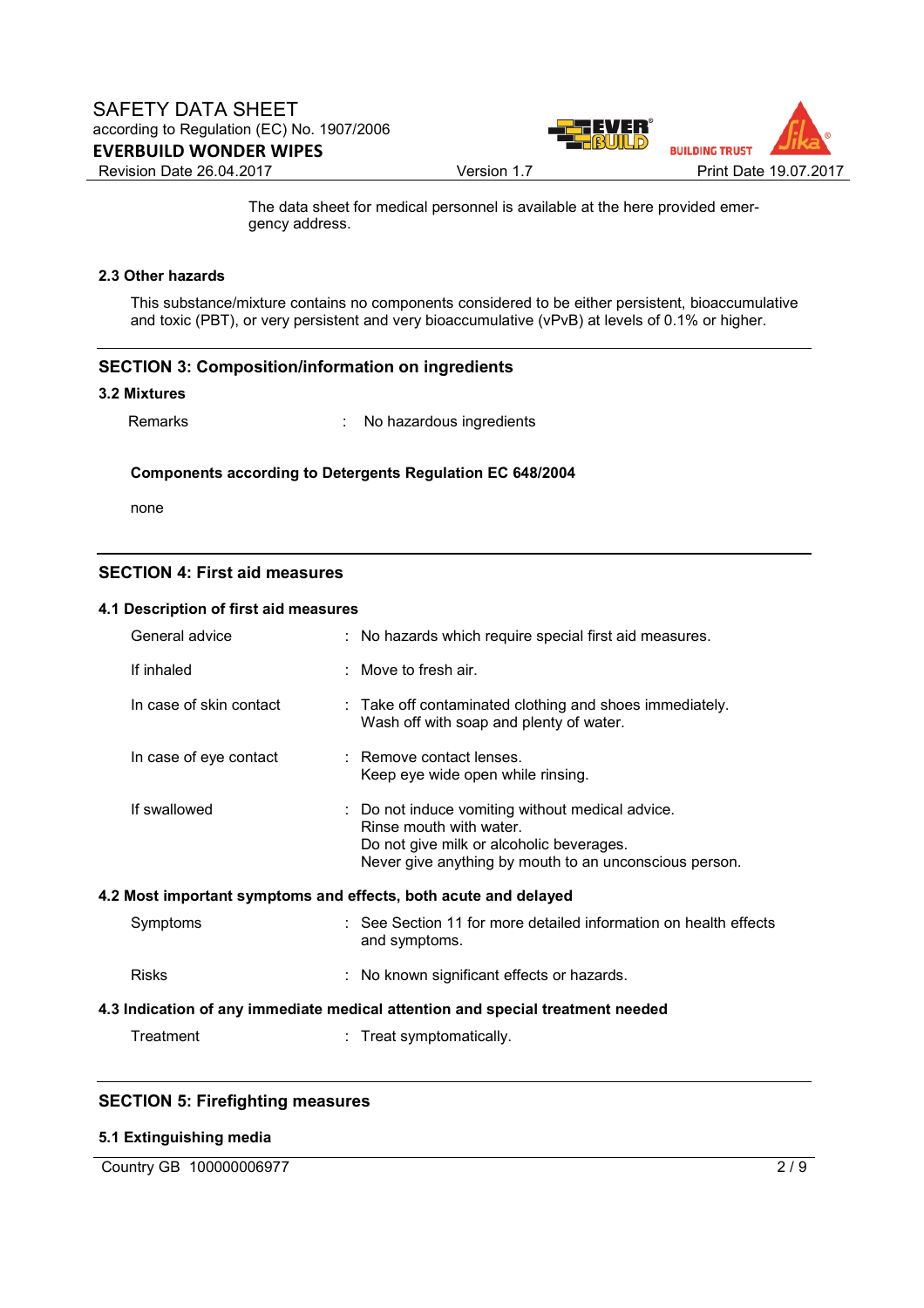The data sheet for medical personnel is available at the here provided emergency address.

### 2.3 Other hazards

This substance/mixture contains no components considered to be either persistent, bioaccumulative and toxic (PBT), or very persistent and very bioaccumulative (vPvB) at levels of 0.1% or higher.

## SECTION 3: Composition/information on ingredients

### 3.2 Mixtures

Remarks : No hazardous ingredients

**Components according to Detergents Regulation EC 648/2004**

none

## SECTION 4: First aid measures

### 4.1 Description of first aid measures

| | |
|---|---|
| General advice | : No hazards which require special first aid measures. |
| If inhaled | : Move to fresh air. |
| In case of skin contact | : Take off contaminated clothing and shoes immediately. Wash off with soap and plenty of water. |
| In case of eye contact | : Remove contact lenses. Keep eye wide open while rinsing. |
| If swallowed | : Do not induce vomiting without medical advice. Rinse mouth with water. Do not give milk or alcoholic beverages. Never give anything by mouth to an unconscious person. |

### 4.2 Most important symptoms and effects, both acute and delayed

| | |
|---|---|
| Symptoms | : See Section 11 for more detailed information on health effects and symptoms. |
| Risks | : No known significant effects or hazards. |

### 4.3 Indication of any immediate medical attention and special treatment needed

Treatment : Treat symptomatically.

## SECTION 5: Firefighting measures

### 5.1 Extinguishing media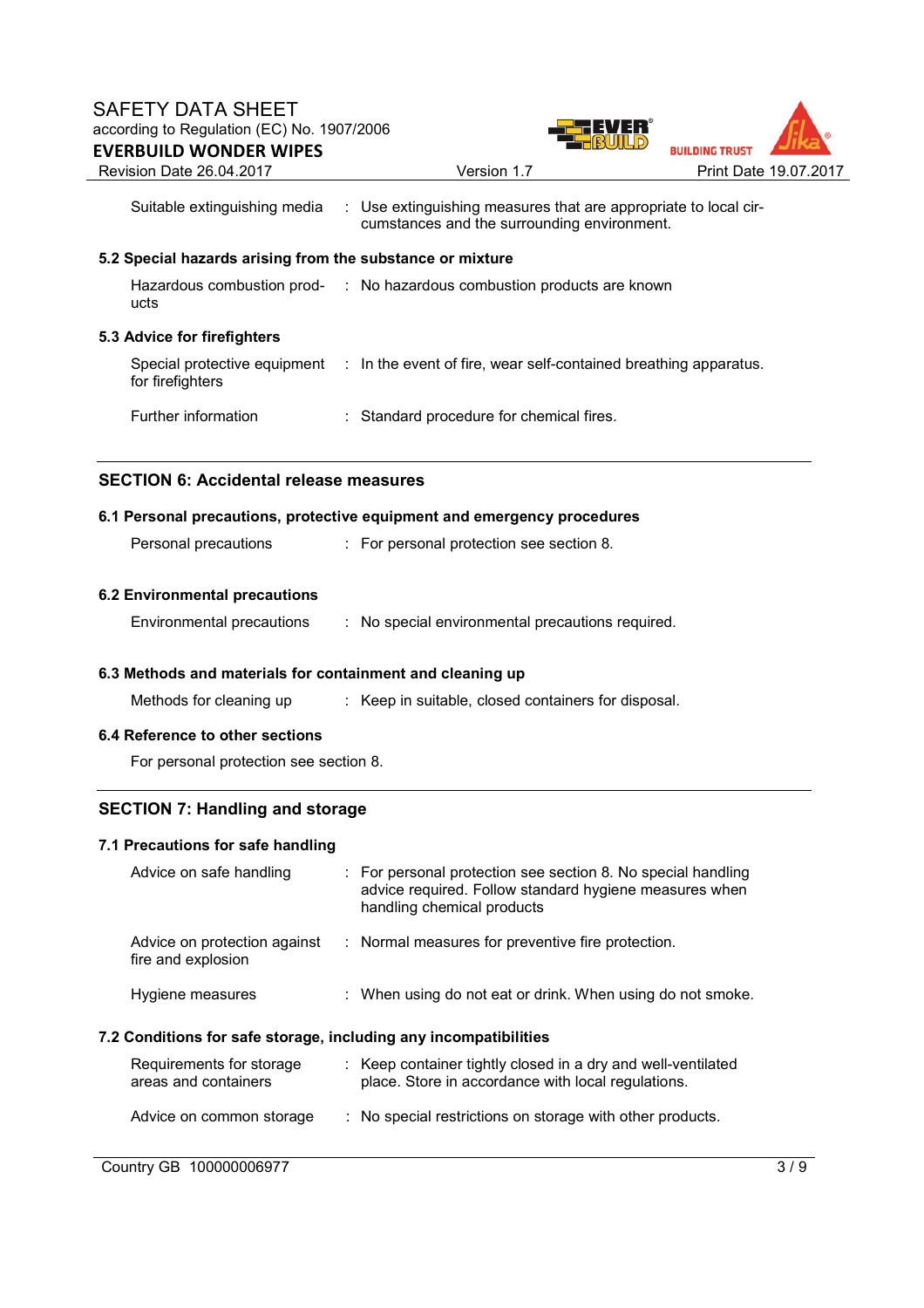| | | |
|---|---|---|
| Suitable extinguishing media | : | Use extinguishing measures that are appropriate to local circumstances and the surrounding environment. |

### 5.2 Special hazards arising from the substance or mixture

| | | |
|---|---|---|
| Hazardous combustion products | : | No hazardous combustion products are known |

### 5.3 Advice for firefighters

| | | |
|---|---|---|
| Special protective equipment for firefighters | : | In the event of fire, wear self-contained breathing apparatus. |
| Further information | : | Standard procedure for chemical fires. |

## SECTION 6: Accidental release measures

### 6.1 Personal precautions, protective equipment and emergency procedures

| | | |
|---|---|---|
| Personal precautions | : | For personal protection see section 8. |

### 6.2 Environmental precautions

| | | |
|---|---|---|
| Environmental precautions | : | No special environmental precautions required. |

### 6.3 Methods and materials for containment and cleaning up

| | | |
|---|---|---|
| Methods for cleaning up | : | Keep in suitable, closed containers for disposal. |

### 6.4 Reference to other sections

For personal protection see section 8.

## SECTION 7: Handling and storage

### 7.1 Precautions for safe handling

| | | |
|---|---|---|
| Advice on safe handling | : | For personal protection see section 8. No special handling advice required. Follow standard hygiene measures when handling chemical products |
| Advice on protection against fire and explosion | : | Normal measures for preventive fire protection. |
| Hygiene measures | : | When using do not eat or drink. When using do not smoke. |

### 7.2 Conditions for safe storage, including any incompatibilities

| | | |
|---|---|---|
| Requirements for storage areas and containers | : | Keep container tightly closed in a dry and well-ventilated place. Store in accordance with local regulations. |
| Advice on common storage | : | No special restrictions on storage with other products. |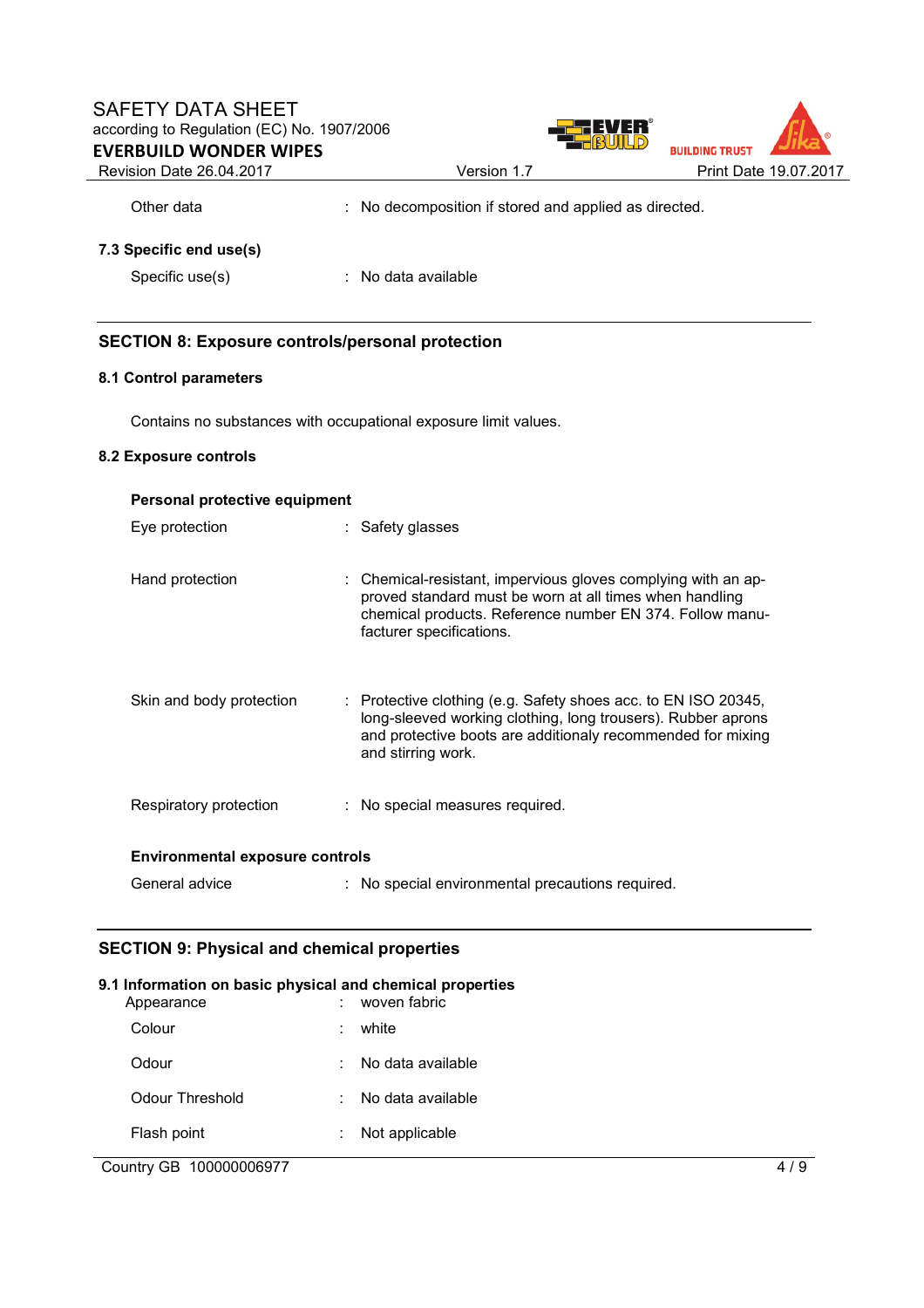| | | |
|---|---|---|
| Other data | : | No decomposition if stored and applied as directed. |

### 7.3 Specific end use(s)

| | | |
|---|---|---|
| Specific use(s) | : | No data available |

## SECTION 8: Exposure controls/personal protection

### 8.1 Control parameters

Contains no substances with occupational exposure limit values.

### 8.2 Exposure controls

**Personal protective equipment**

| | | |
|---|---|---|
| Eye protection | : | Safety glasses |
| Hand protection | : | Chemical-resistant, impervious gloves complying with an approved standard must be worn at all times when handling chemical products. Reference number EN 374. Follow manufacturer specifications. |
| Skin and body protection | : | Protective clothing (e.g. Safety shoes acc. to EN ISO 20345, long-sleeved working clothing, long trousers). Rubber aprons and protective boots are additionaly recommended for mixing and stirring work. |
| Respiratory protection | : | No special measures required. |

**Environmental exposure controls**

| | | |
|---|---|---|
| General advice | : | No special environmental precautions required. |

## SECTION 9: Physical and chemical properties

### 9.1 Information on basic physical and chemical properties

| | | |
|---|---|---|
| Appearance | : | woven fabric |
| Colour | : | white |
| Odour | : | No data available |
| Odour Threshold | : | No data available |
| Flash point | : | Not applicable |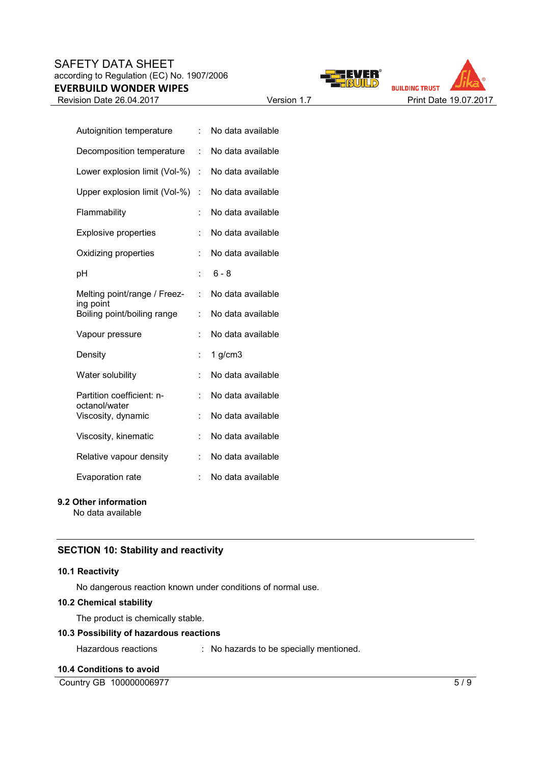| | | |
|---|---|---|
| Autoignition temperature | : | No data available |
| Decomposition temperature | : | No data available |
| Lower explosion limit (Vol-%) | : | No data available |
| Upper explosion limit (Vol-%) | : | No data available |
| Flammability | : | No data available |
| Explosive properties | : | No data available |
| Oxidizing properties | : | No data available |
| pH | : | 6 - 8 |
| Melting point/range / Freezing point | : | No data available |
| Boiling point/boiling range | : | No data available |
| Vapour pressure | : | No data available |
| Density | : | 1 g/cm3 |
| Water solubility | : | No data available |
| Partition coefficient: n-octanol/water | : | No data available |
| Viscosity, dynamic | : | No data available |
| Viscosity, kinematic | : | No data available |
| Relative vapour density | : | No data available |
| Evaporation rate | : | No data available |

### 9.2 Other information

No data available

## SECTION 10: Stability and reactivity

### 10.1 Reactivity

No dangerous reaction known under conditions of normal use.

### 10.2 Chemical stability

The product is chemically stable.

### 10.3 Possibility of hazardous reactions

Hazardous reactions : No hazards to be specially mentioned.

### 10.4 Conditions to avoid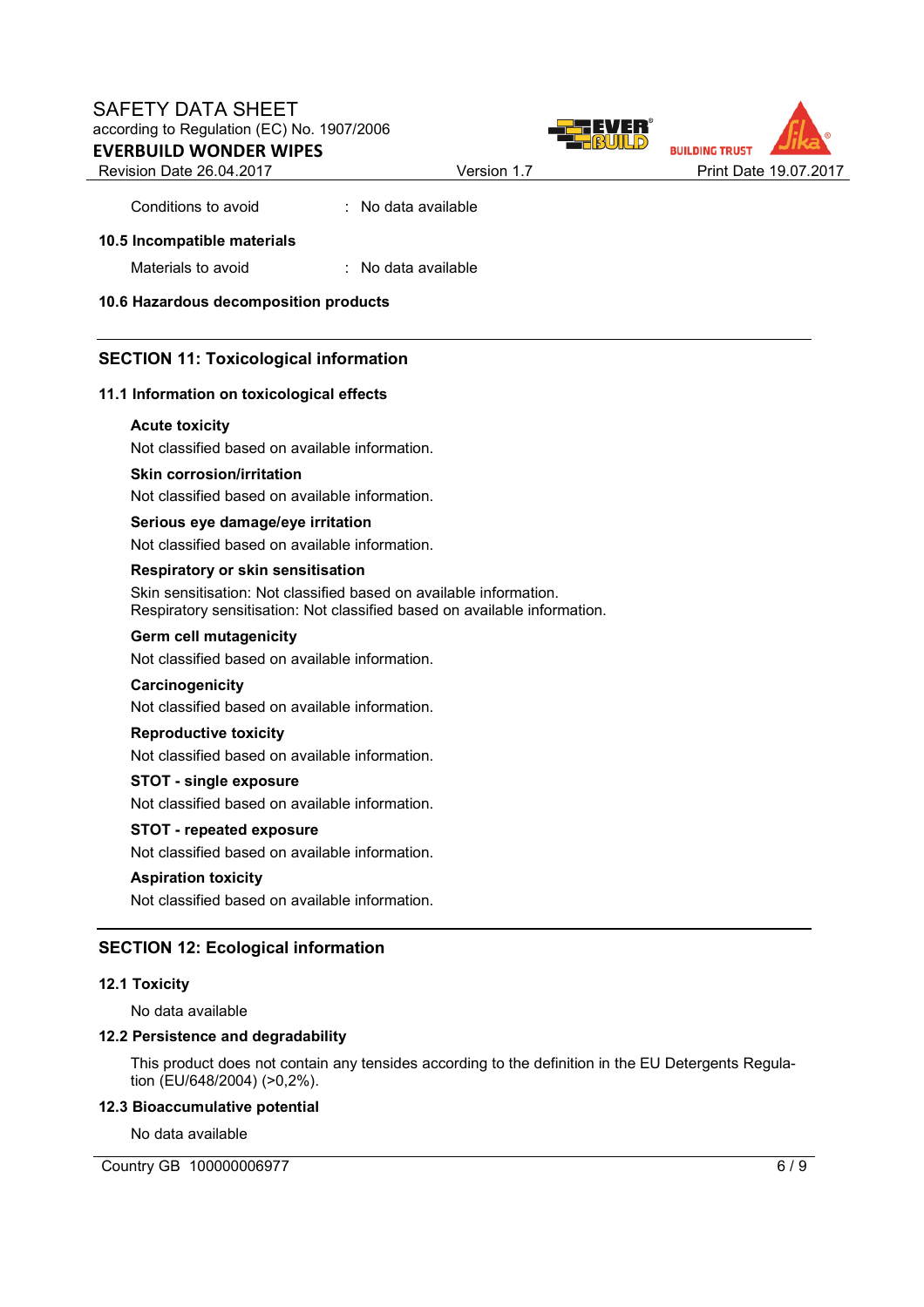Conditions to avoid : No data available

### 10.5 Incompatible materials

Materials to avoid : No data available

### 10.6 Hazardous decomposition products

## SECTION 11: Toxicological information

### 11.1 Information on toxicological effects

**Acute toxicity**

Not classified based on available information.

**Skin corrosion/irritation**

Not classified based on available information.

**Serious eye damage/eye irritation**

Not classified based on available information.

**Respiratory or skin sensitisation**

Skin sensitisation: Not classified based on available information.
Respiratory sensitisation: Not classified based on available information.

**Germ cell mutagenicity**

Not classified based on available information.

**Carcinogenicity**

Not classified based on available information.

**Reproductive toxicity**

Not classified based on available information.

**STOT - single exposure**

Not classified based on available information.

**STOT - repeated exposure**

Not classified based on available information.

**Aspiration toxicity**

Not classified based on available information.

## SECTION 12: Ecological information

### 12.1 Toxicity

No data available

### 12.2 Persistence and degradability

This product does not contain any tensides according to the definition in the EU Detergents Regulation (EU/648/2004) (>0,2%).

### 12.3 Bioaccumulative potential

No data available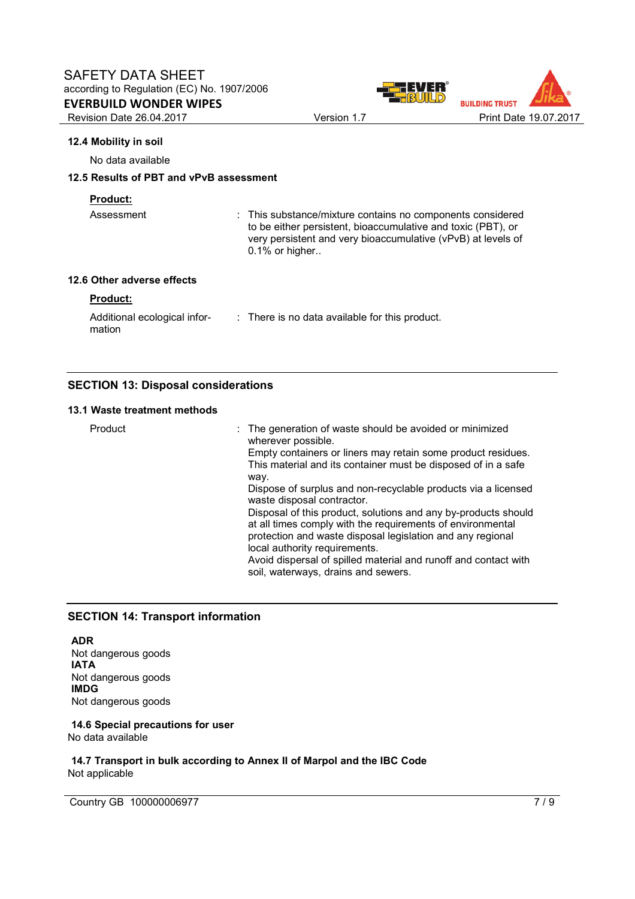### 12.4 Mobility in soil

No data available

### 12.5 Results of PBT and vPvB assessment

**Product:**

| | |
|---|---|
| Assessment | : This substance/mixture contains no components considered to be either persistent, bioaccumulative and toxic (PBT), or very persistent and very bioaccumulative (vPvB) at levels of 0.1% or higher.. |

### 12.6 Other adverse effects

**Product:**

| | |
|---|---|
| Additional ecological information | : There is no data available for this product. |

## SECTION 13: Disposal considerations

### 13.1 Waste treatment methods

| | |
|---|---|
| Product | : The generation of waste should be avoided or minimized wherever possible. Empty containers or liners may retain some product residues. This material and its container must be disposed of in a safe way. Dispose of surplus and non-recyclable products via a licensed waste disposal contractor. Disposal of this product, solutions and any by-products should at all times comply with the requirements of environmental protection and waste disposal legislation and any regional local authority requirements. Avoid dispersal of spilled material and runoff and contact with soil, waterways, drains and sewers. |

## SECTION 14: Transport information

**ADR**
Not dangerous goods
**IATA**
Not dangerous goods
**IMDG**
Not dangerous goods

### 14.6 Special precautions for user

No data available

### 14.7 Transport in bulk according to Annex II of Marpol and the IBC Code

Not applicable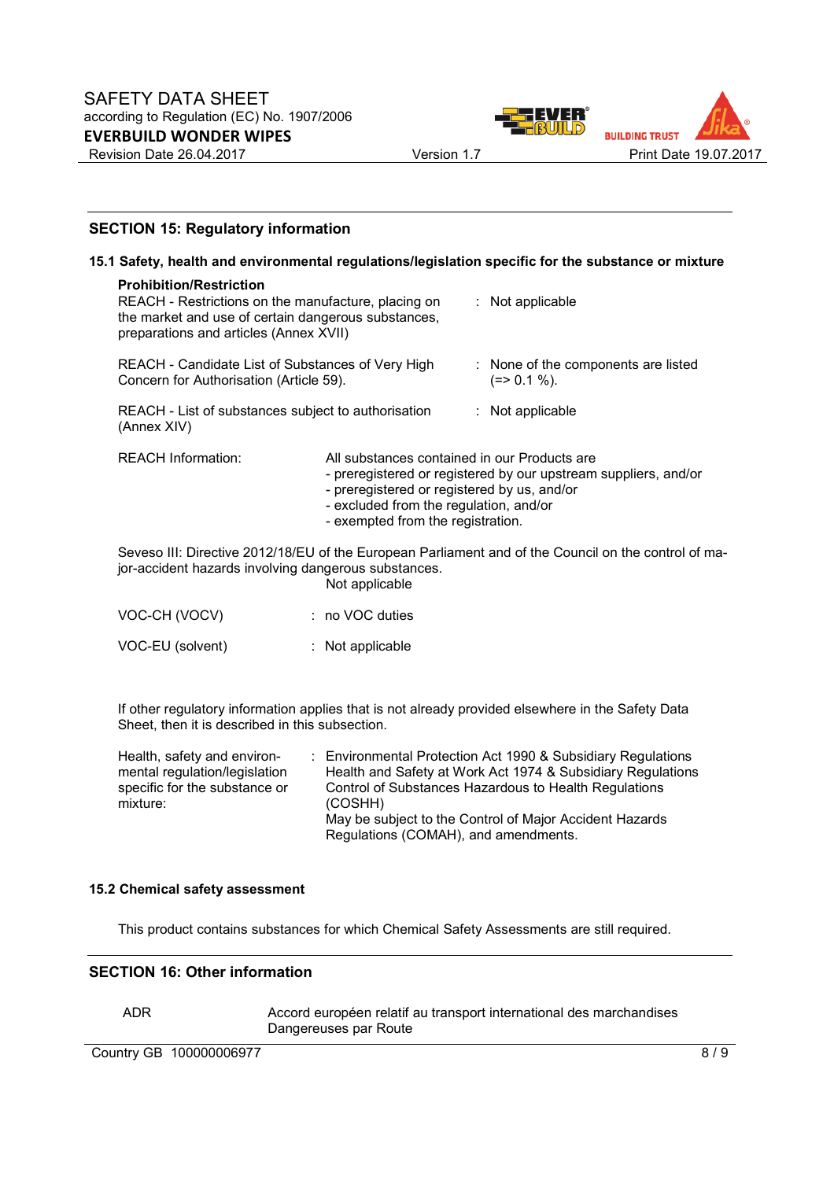## SECTION 15: Regulatory information

### 15.1 Safety, health and environmental regulations/legislation specific for the substance or mixture

**Prohibition/Restriction**

| | |
|---|---|
| REACH - Restrictions on the manufacture, placing on the market and use of certain dangerous substances, preparations and articles (Annex XVII) | : Not applicable |
| REACH - Candidate List of Substances of Very High Concern for Authorisation (Article 59). | : None of the components are listed (=> 0.1 %). |
| REACH - List of substances subject to authorisation (Annex XIV) | : Not applicable |

REACH Information: All substances contained in our Products are
- preregistered or registered by our upstream suppliers, and/or
- preregistered or registered by us, and/or
- excluded from the regulation, and/or
- exempted from the registration.

Seveso III: Directive 2012/18/EU of the European Parliament and of the Council on the control of major-accident hazards involving dangerous substances.
Not applicable

| | |
|---|---|
| VOC-CH (VOCV) | : no VOC duties |
| VOC-EU (solvent) | : Not applicable |

If other regulatory information applies that is not already provided elsewhere in the Safety Data Sheet, then it is described in this subsection.

Health, safety and environmental regulation/legislation specific for the substance or mixture:
: Environmental Protection Act 1990 & Subsidiary Regulations
Health and Safety at Work Act 1974 & Subsidiary Regulations
Control of Substances Hazardous to Health Regulations (COSHH)
May be subject to the Control of Major Accident Hazards Regulations (COMAH), and amendments.

### 15.2 Chemical safety assessment

This product contains substances for which Chemical Safety Assessments are still required.

## SECTION 16: Other information

| | |
|---|---|
| ADR | Accord européen relatif au transport international des marchandises Dangereuses par Route |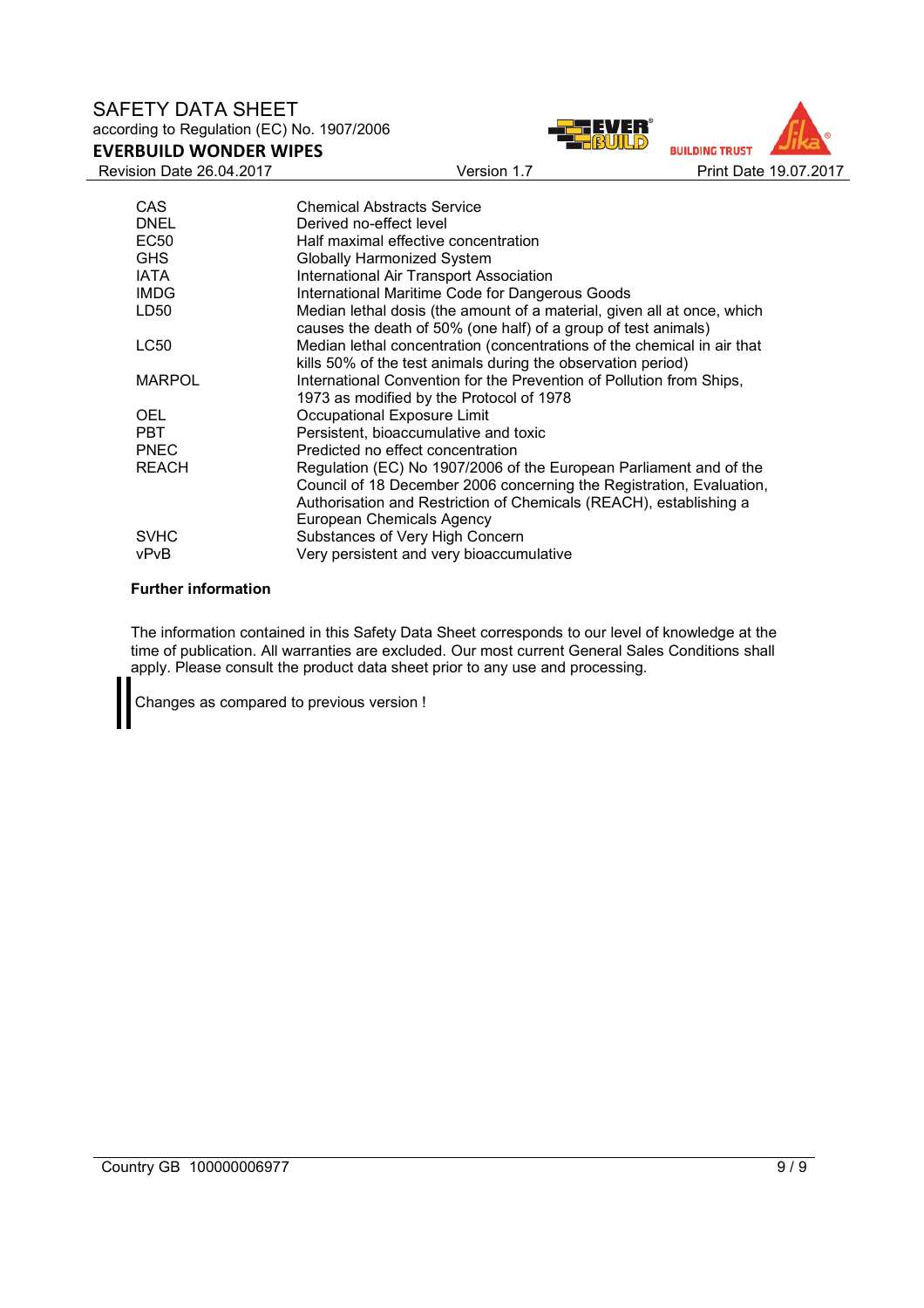| | |
|---|---|
| CAS | Chemical Abstracts Service |
| DNEL | Derived no-effect level |
| EC50 | Half maximal effective concentration |
| GHS | Globally Harmonized System |
| IATA | International Air Transport Association |
| IMDG | International Maritime Code for Dangerous Goods |
| LD50 | Median lethal dosis (the amount of a material, given all at once, which causes the death of 50% (one half) of a group of test animals) |
| LC50 | Median lethal concentration (concentrations of the chemical in air that kills 50% of the test animals during the observation period) |
| MARPOL | International Convention for the Prevention of Pollution from Ships, 1973 as modified by the Protocol of 1978 |
| OEL | Occupational Exposure Limit |
| PBT | Persistent, bioaccumulative and toxic |
| PNEC | Predicted no effect concentration |
| REACH | Regulation (EC) No 1907/2006 of the European Parliament and of the Council of 18 December 2006 concerning the Registration, Evaluation, Authorisation and Restriction of Chemicals (REACH), establishing a European Chemicals Agency |
| SVHC | Substances of Very High Concern |
| vPvB | Very persistent and very bioaccumulative |

**Further information**

The information contained in this Safety Data Sheet corresponds to our level of knowledge at the time of publication. All warranties are excluded. Our most current General Sales Conditions shall apply. Please consult the product data sheet prior to any use and processing.

Changes as compared to previous version !